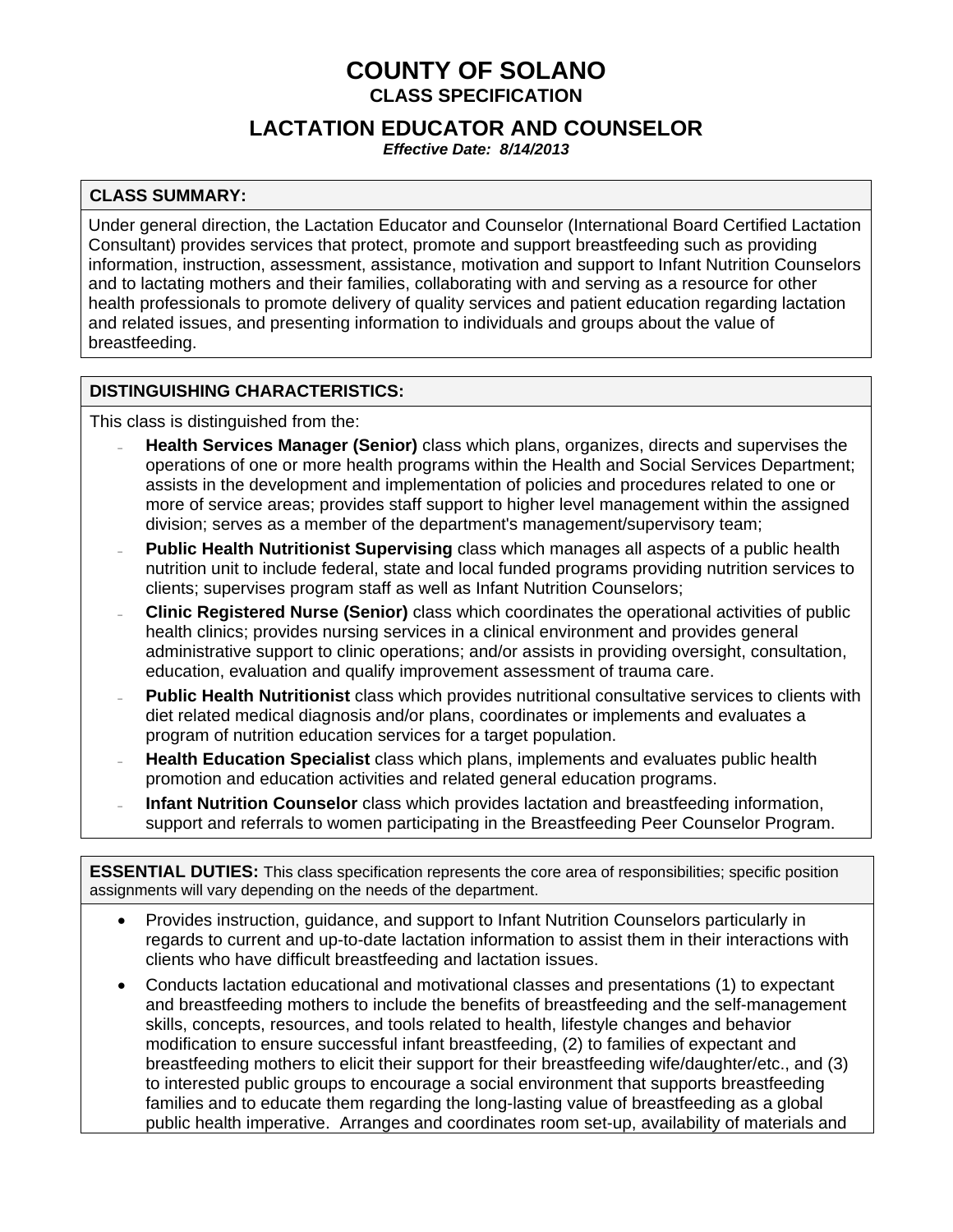# COUNTY OF SOLANO

## CLASS SPECIFICATION

## LACTATION EDUCATOR AND COUNSELOR

***Effective Date: 8/14/2013***

### CLASS SUMMARY:

Under general direction, the Lactation Educator and Counselor (International Board Certified Lactation Consultant) provides services that protect, promote and support breastfeeding such as providing information, instruction, assessment, assistance, motivation and support to Infant Nutrition Counselors and to lactating mothers and their families, collaborating with and serving as a resource for other health professionals to promote delivery of quality services and patient education regarding lactation and related issues, and presenting information to individuals and groups about the value of breastfeeding.

### DISTINGUISHING CHARACTERISTICS:

This class is distinguished from the:

- **Health Services Manager (Senior)** class which plans, organizes, directs and supervises the operations of one or more health programs within the Health and Social Services Department; assists in the development and implementation of policies and procedures related to one or more of service areas; provides staff support to higher level management within the assigned division; serves as a member of the department's management/supervisory team;
- **Public Health Nutritionist Supervising** class which manages all aspects of a public health nutrition unit to include federal, state and local funded programs providing nutrition services to clients; supervises program staff as well as Infant Nutrition Counselors;
- **Clinic Registered Nurse (Senior)** class which coordinates the operational activities of public health clinics; provides nursing services in a clinical environment and provides general administrative support to clinic operations; and/or assists in providing oversight, consultation, education, evaluation and qualify improvement assessment of trauma care.
- **Public Health Nutritionist** class which provides nutritional consultative services to clients with diet related medical diagnosis and/or plans, coordinates or implements and evaluates a program of nutrition education services for a target population.
- **Health Education Specialist** class which plans, implements and evaluates public health promotion and education activities and related general education programs.
- **Infant Nutrition Counselor** class which provides lactation and breastfeeding information, support and referrals to women participating in the Breastfeeding Peer Counselor Program.

### ESSENTIAL DUTIES:

This class specification represents the core area of responsibilities; specific position assignments will vary depending on the needs of the department.

- Provides instruction, guidance, and support to Infant Nutrition Counselors particularly in regards to current and up-to-date lactation information to assist them in their interactions with clients who have difficult breastfeeding and lactation issues.
- Conducts lactation educational and motivational classes and presentations (1) to expectant and breastfeeding mothers to include the benefits of breastfeeding and the self-management skills, concepts, resources, and tools related to health, lifestyle changes and behavior modification to ensure successful infant breastfeeding, (2) to families of expectant and breastfeeding mothers to elicit their support for their breastfeeding wife/daughter/etc., and (3) to interested public groups to encourage a social environment that supports breastfeeding families and to educate them regarding the long-lasting value of breastfeeding as a global public health imperative. Arranges and coordinates room set-up, availability of materials and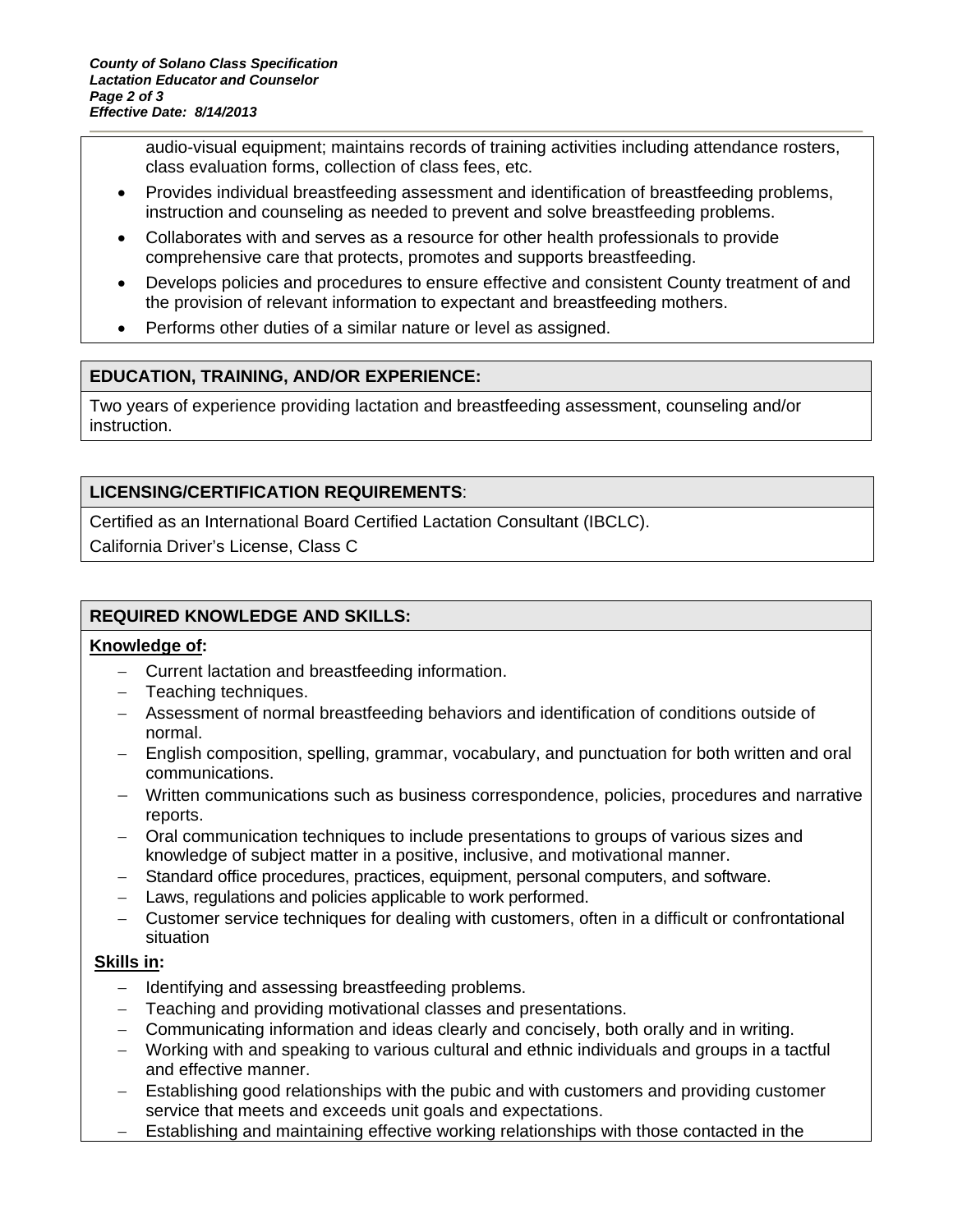audio-visual equipment; maintains records of training activities including attendance rosters, class evaluation forms, collection of class fees, etc.

- Provides individual breastfeeding assessment and identification of breastfeeding problems, instruction and counseling as needed to prevent and solve breastfeeding problems.
- Collaborates with and serves as a resource for other health professionals to provide comprehensive care that protects, promotes and supports breastfeeding.
- Develops policies and procedures to ensure effective and consistent County treatment of and the provision of relevant information to expectant and breastfeeding mothers.
- Performs other duties of a similar nature or level as assigned.

## EDUCATION, TRAINING, AND/OR EXPERIENCE:

Two years of experience providing lactation and breastfeeding assessment, counseling and/or instruction.

## LICENSING/CERTIFICATION REQUIREMENTS:

Certified as an International Board Certified Lactation Consultant (IBCLC).

California Driver's License, Class C

## REQUIRED KNOWLEDGE AND SKILLS:

**Knowledge of:**

- Current lactation and breastfeeding information.
- Teaching techniques.
- Assessment of normal breastfeeding behaviors and identification of conditions outside of normal.
- English composition, spelling, grammar, vocabulary, and punctuation for both written and oral communications.
- Written communications such as business correspondence, policies, procedures and narrative reports.
- Oral communication techniques to include presentations to groups of various sizes and knowledge of subject matter in a positive, inclusive, and motivational manner.
- Standard office procedures, practices, equipment, personal computers, and software.
- Laws, regulations and policies applicable to work performed.
- Customer service techniques for dealing with customers, often in a difficult or confrontational situation

**Skills in:**

- Identifying and assessing breastfeeding problems.
- Teaching and providing motivational classes and presentations.
- Communicating information and ideas clearly and concisely, both orally and in writing.
- Working with and speaking to various cultural and ethnic individuals and groups in a tactful and effective manner.
- Establishing good relationships with the pubic and with customers and providing customer service that meets and exceeds unit goals and expectations.
- Establishing and maintaining effective working relationships with those contacted in the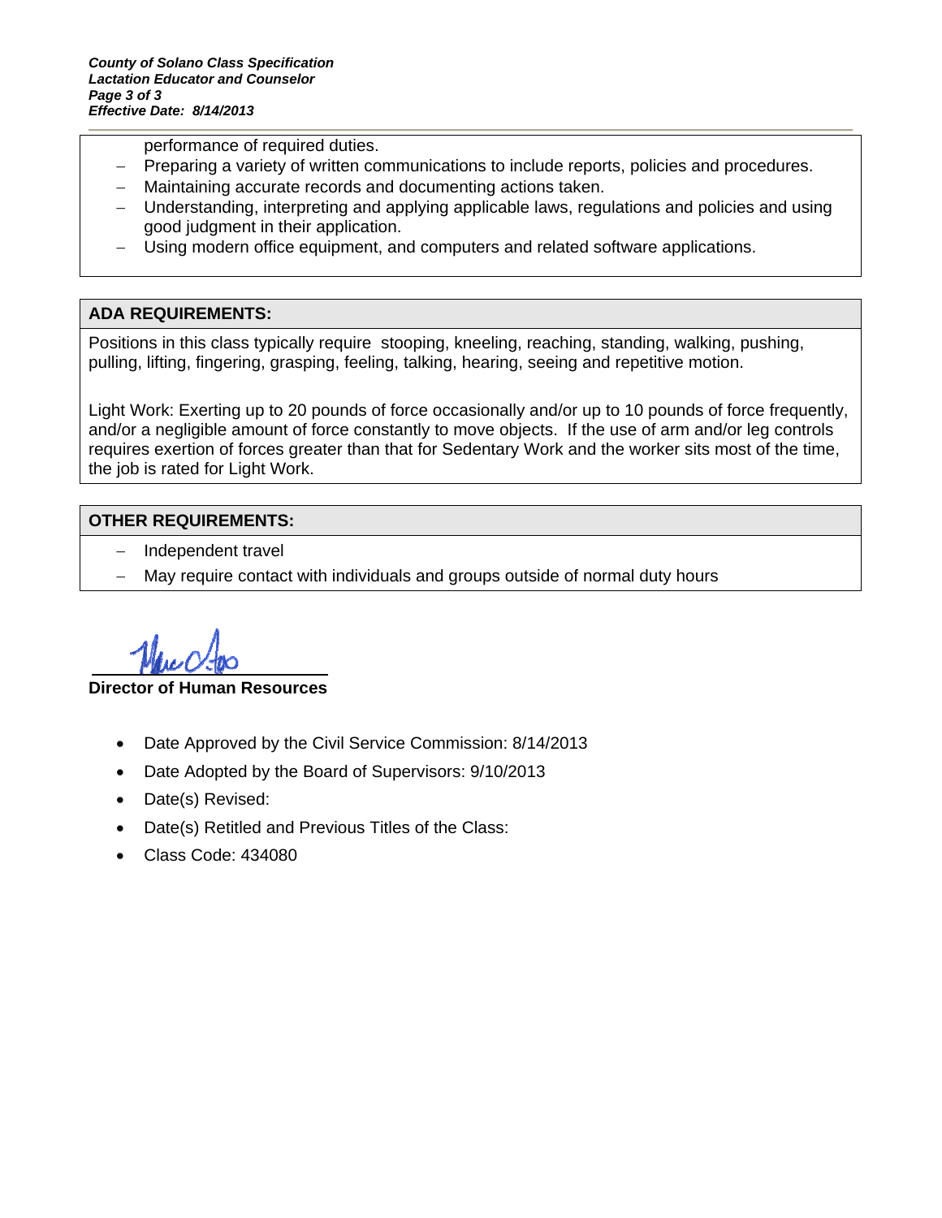performance of required duties.

- Preparing a variety of written communications to include reports, policies and procedures.
- Maintaining accurate records and documenting actions taken.
- Understanding, interpreting and applying applicable laws, regulations and policies and using good judgment in their application.
- Using modern office equipment, and computers and related software applications.

## ADA REQUIREMENTS:

Positions in this class typically require stooping, kneeling, reaching, standing, walking, pushing, pulling, lifting, fingering, grasping, feeling, talking, hearing, seeing and repetitive motion.

Light Work: Exerting up to 20 pounds of force occasionally and/or up to 10 pounds of force frequently, and/or a negligible amount of force constantly to move objects. If the use of arm and/or leg controls requires exertion of forces greater than that for Sedentary Work and the worker sits most of the time, the job is rated for Light Work.

## OTHER REQUIREMENTS:

- Independent travel
- May require contact with individuals and groups outside of normal duty hours

**Director of Human Resources**

- Date Approved by the Civil Service Commission: 8/14/2013
- Date Adopted by the Board of Supervisors: 9/10/2013
- Date(s) Revised:
- Date(s) Retitled and Previous Titles of the Class:
- Class Code: 434080